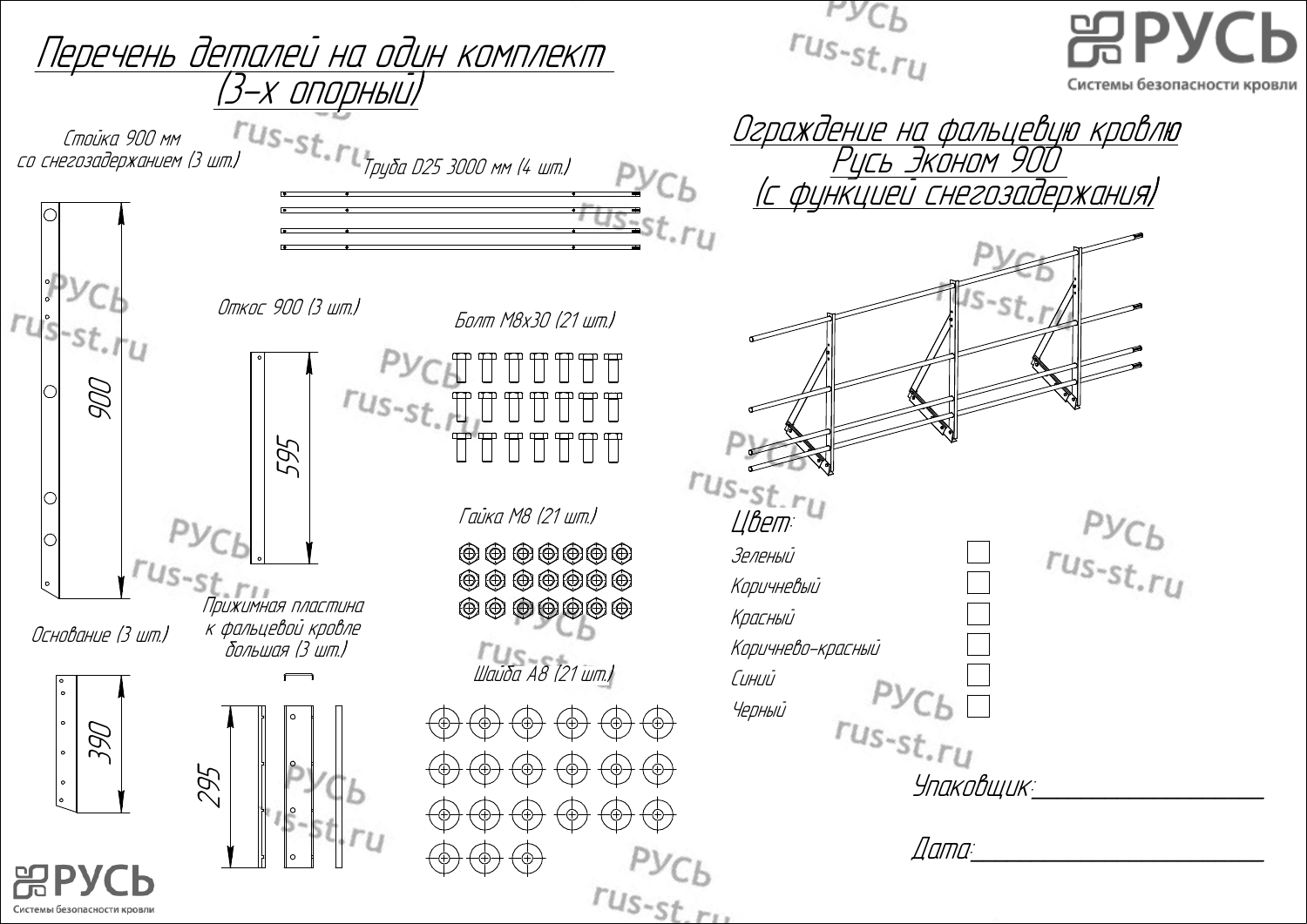# Перечень деталей на один комплект (3-х опорный)

Стойка 900 мм со снегозадержанием (3 шт.)

900

Труба D25 3000 мм (4 шт.)

Откос 900 (3 шт.)

595

Болт М8х30 (21 шт.)

Гайка М8 (21 шт.)

Основание (3 шт.)

390

Прижимная пластина к фальцевой кровле большая (3 шт.)

295

Шайба А8 (21 шт.)

## Ограждение на фальцевую кровлю Русь Эконом 900 (с функцией снегозадержания)

**Цвет:**

- Зеленый ☐
- Коричневый ☐
- Красный ☐
- Коричнево-красный ☐
- Синий ☐
- Черный ☐

Упаковщик:____________________

Дата:____________________

РУСЬ Системы безопасности кровли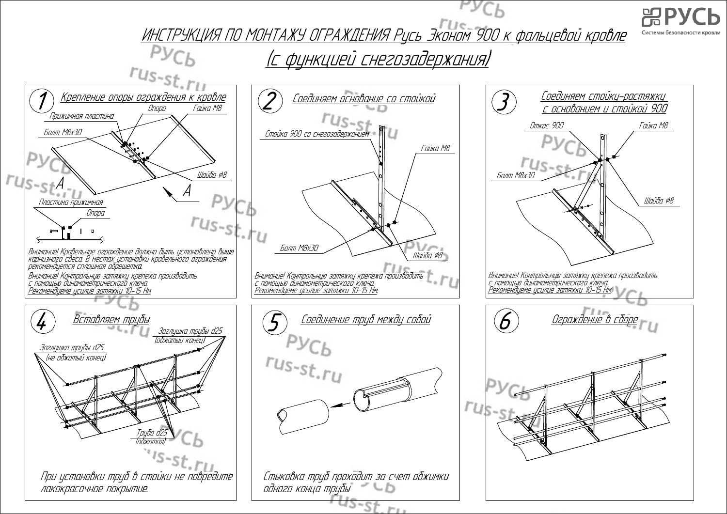# ИНСТРУКЦИЯ ПО МОНТАЖУ ОГРАЖДЕНИЯ Русь Эконом 900 к фальцевой кровле

## (с функцией снегозадержания)

### 1. Крепление опоры ограждения к кровле

Прижимная пластина
Опора
Гайка М8
Болт М8х30
Шайба ф8
А
А
Пластина прижимная
Опора

Внимание! Кровельное ограждение должно быть установлено выше карнизного свеса. В местах установки кровельного ограждения рекомендуется сплошная обрешетка.

Внимание! Контрольную затяжку крепежа производить с помощью динамометрического ключа.
Рекомендуеме усилие затяжки 10–15 Нм.

### 2. Соединяем основание со стойкой

Стойка 900 со снегозадержанием
Гайка М8
Болт М8х30
Шайба ф8

Внимание! Контрольную затяжку крепежа производить с помощью динамометрического ключа.
Рекомендуеме усилие затяжки 10–15 Нм.

### 3. Соединяем стойку-растяжку с основанием и стойкой 900

Откос 900
Гайка М8
Болт М8х30
Шайба ф8

Внимание! Контрольную затяжку крепежа производить с помощью динамометрического ключа.
Рекомендуеме усилие затяжки 10–15 Нм.

### 4. Вставляем трубы

Заглушка трубы d25 (обжатый конец)
Заглушка трубы d25 (не обжатый конец)
Труба d25 (обжатая)

При установки труб в стойки не повредите лакокрасочное покрытие.

### 5. Соединение труб между собой

Стыковка труб проходит за счет обжимки одного конца трубы

### 6. Ограждение в сборе